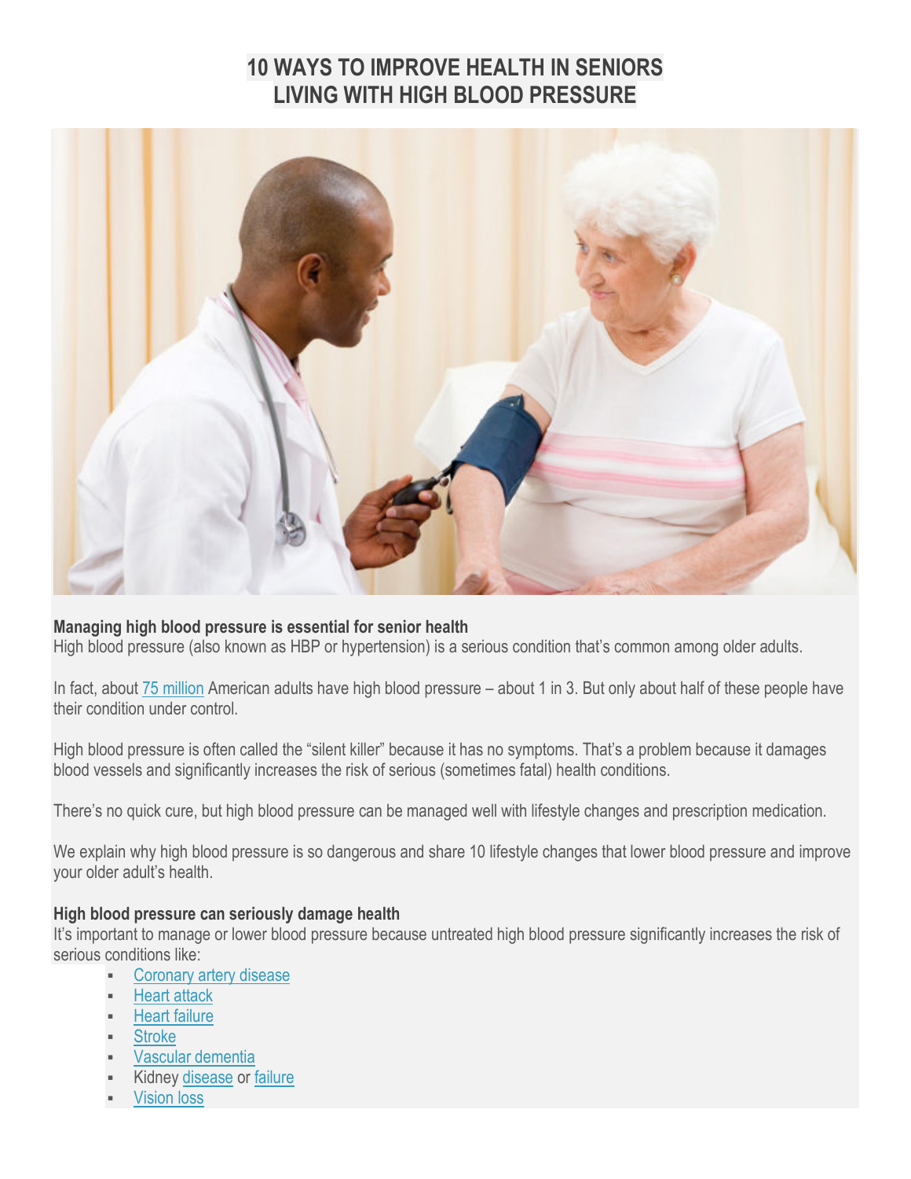# 10 WAYS TO IMPROVE HEALTH IN SENIORS LIVING WITH HIGH BLOOD PRESSURE

**Managing high blood pressure is essential for senior health**

High blood pressure (also known as HBP or hypertension) is a serious condition that's common among older adults.

In fact, about 75 million American adults have high blood pressure – about 1 in 3. But only about half of these people have their condition under control.

High blood pressure is often called the "silent killer" because it has no symptoms. That's a problem because it damages blood vessels and significantly increases the risk of serious (sometimes fatal) health conditions.

There's no quick cure, but high blood pressure can be managed well with lifestyle changes and prescription medication.

We explain why high blood pressure is so dangerous and share 10 lifestyle changes that lower blood pressure and improve your older adult's health.

**High blood pressure can seriously damage health**

It's important to manage or lower blood pressure because untreated high blood pressure significantly increases the risk of serious conditions like:

- Coronary artery disease
- Heart attack
- Heart failure
- Stroke
- Vascular dementia
- Kidney disease or failure
- Vision loss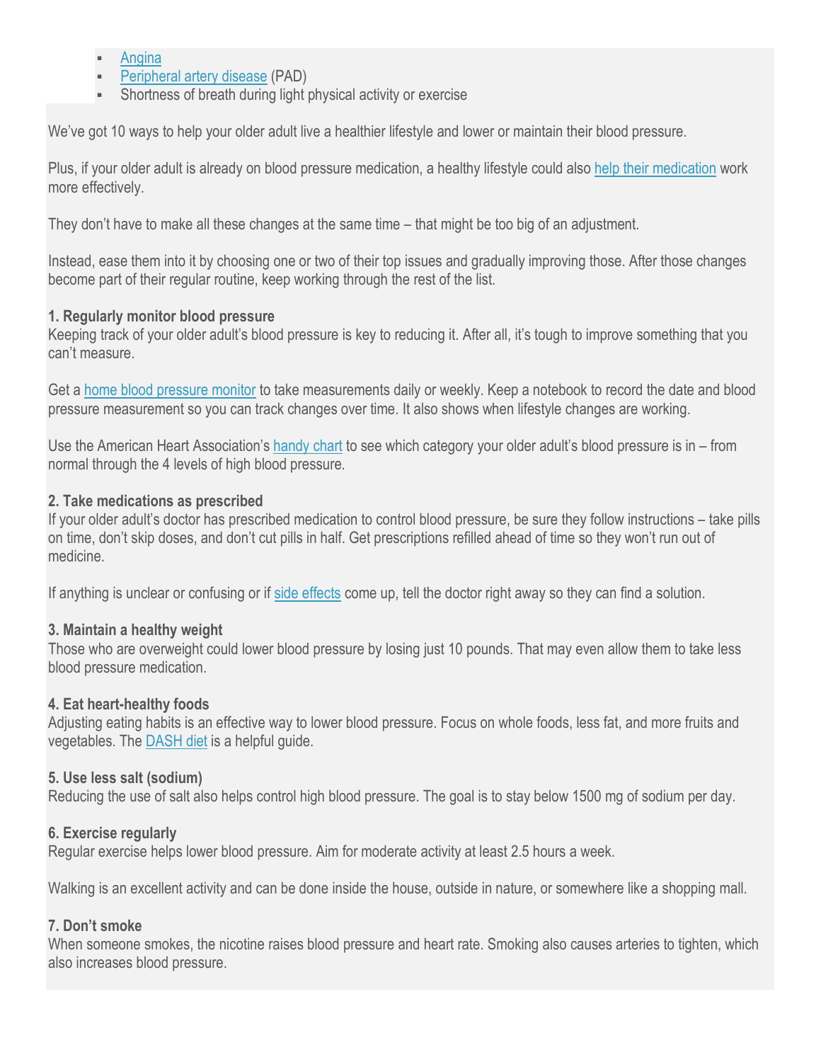- Angina
- Peripheral artery disease (PAD)
- Shortness of breath during light physical activity or exercise

We've got 10 ways to help your older adult live a healthier lifestyle and lower or maintain their blood pressure.

Plus, if your older adult is already on blood pressure medication, a healthy lifestyle could also help their medication work more effectively.

They don't have to make all these changes at the same time – that might be too big of an adjustment.

Instead, ease them into it by choosing one or two of their top issues and gradually improving those. After those changes become part of their regular routine, keep working through the rest of the list.

**1. Regularly monitor blood pressure**
Keeping track of your older adult's blood pressure is key to reducing it. After all, it's tough to improve something that you can't measure.

Get a home blood pressure monitor to take measurements daily or weekly. Keep a notebook to record the date and blood pressure measurement so you can track changes over time. It also shows when lifestyle changes are working.

Use the American Heart Association's handy chart to see which category your older adult's blood pressure is in – from normal through the 4 levels of high blood pressure.

**2. Take medications as prescribed**
If your older adult's doctor has prescribed medication to control blood pressure, be sure they follow instructions – take pills on time, don't skip doses, and don't cut pills in half. Get prescriptions refilled ahead of time so they won't run out of medicine.

If anything is unclear or confusing or if side effects come up, tell the doctor right away so they can find a solution.

**3. Maintain a healthy weight**
Those who are overweight could lower blood pressure by losing just 10 pounds. That may even allow them to take less blood pressure medication.

**4. Eat heart-healthy foods**
Adjusting eating habits is an effective way to lower blood pressure. Focus on whole foods, less fat, and more fruits and vegetables. The DASH diet is a helpful guide.

**5. Use less salt (sodium)**
Reducing the use of salt also helps control high blood pressure. The goal is to stay below 1500 mg of sodium per day.

**6. Exercise regularly**
Regular exercise helps lower blood pressure. Aim for moderate activity at least 2.5 hours a week.

Walking is an excellent activity and can be done inside the house, outside in nature, or somewhere like a shopping mall.

**7. Don't smoke**
When someone smokes, the nicotine raises blood pressure and heart rate. Smoking also causes arteries to tighten, which also increases blood pressure.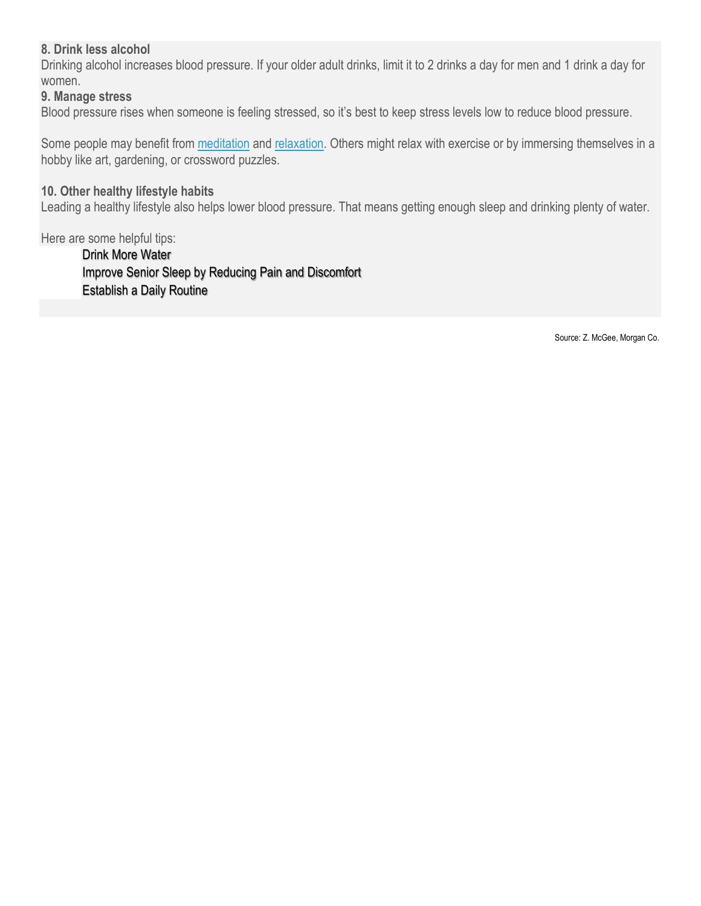**8. Drink less alcohol**

Drinking alcohol increases blood pressure. If your older adult drinks, limit it to 2 drinks a day for men and 1 drink a day for women.

**9. Manage stress**

Blood pressure rises when someone is feeling stressed, so it's best to keep stress levels low to reduce blood pressure.

Some people may benefit from meditation and relaxation. Others might relax with exercise or by immersing themselves in a hobby like art, gardening, or crossword puzzles.

**10. Other healthy lifestyle habits**

Leading a healthy lifestyle also helps lower blood pressure. That means getting enough sleep and drinking plenty of water.

Here are some helpful tips:

- Drink More Water
- Improve Senior Sleep by Reducing Pain and Discomfort
- Establish a Daily Routine

Source: Z. McGee, Morgan Co.